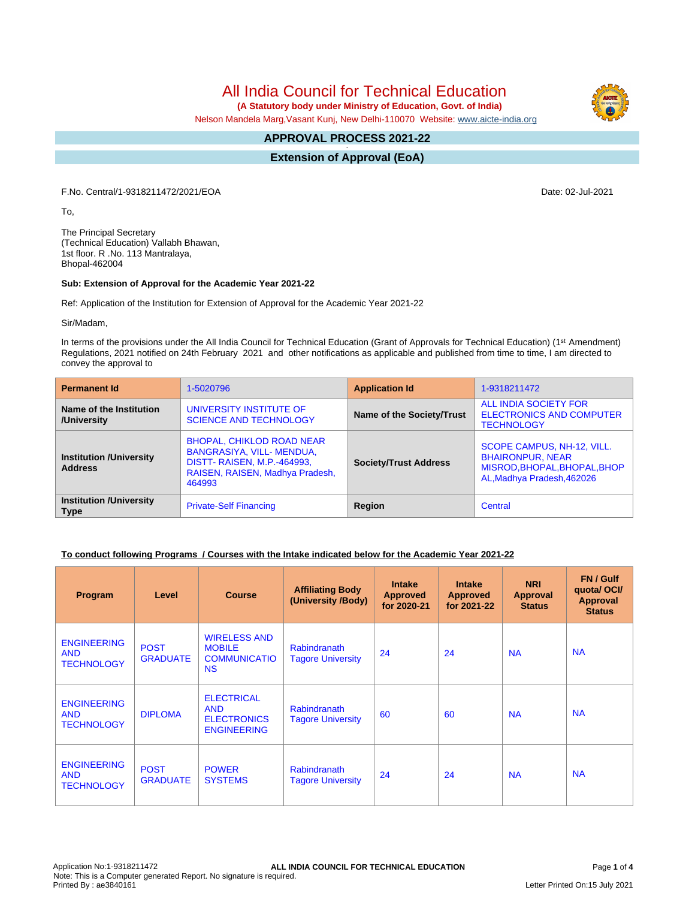# All India Council for Technical Education

**(A Statutory body under Ministry of Education, Govt. of India)**

Nelson Mandela Marg,Vasant Kunj, New Delhi-110070 Website: www.aicte-india.org

## APPROVAL PROCESS 2021-22

## Extension of Approval (EoA)

F.No. Central/1-9318211472/2021/EOA

Date: 02-Jul-2021

To,

The Principal Secretary
(Technical Education) Vallabh Bhawan,
1st floor. R .No. 113 Mantralaya,
Bhopal-462004

**Sub: Extension of Approval for the Academic Year 2021-22**

Ref: Application of the Institution for Extension of Approval for the Academic Year 2021-22

Sir/Madam,

In terms of the provisions under the All India Council for Technical Education (Grant of Approvals for Technical Education) (1st Amendment) Regulations, 2021 notified on 24th February 2021 and other notifications as applicable and published from time to time, I am directed to convey the approval to

| **Permanent Id** | 1-5020796 | **Application Id** | 1-9318211472 |
|---|---|---|---|
| **Name of the Institution /University** | UNIVERSITY INSTITUTE OF SCIENCE AND TECHNOLOGY | **Name of the Society/Trust** | ALL INDIA SOCIETY FOR ELECTRONICS AND COMPUTER TECHNOLOGY |
| **Institution /University Address** | BHOPAL, CHIKLOD ROAD NEAR BANGRASIYA, VILL- MENDUA, DISTT- RAISEN, M.P.-464993, RAISEN, RAISEN, Madhya Pradesh, 464993 | **Society/Trust Address** | SCOPE CAMPUS, NH-12, VILL. BHAIRONPUR, NEAR MISROD,BHOPAL,BHOPAL,BHOPAL,Madhya Pradesh,462026 |
| **Institution /University Type** | Private-Self Financing | **Region** | Central |

**To conduct following Programs / Courses with the Intake indicated below for the Academic Year 2021-22**

| Program | Level | Course | Affiliating Body (University /Body) | Intake Approved for 2020-21 | Intake Approved for 2021-22 | NRI Approval Status | FN / Gulf quota/ OCI/ Approval Status |
|---|---|---|---|---|---|---|---|
| ENGINEERING AND TECHNOLOGY | POST GRADUATE | WIRELESS AND MOBILE COMMUNICATIONS | Rabindranath Tagore University | 24 | 24 | NA | NA |
| ENGINEERING AND TECHNOLOGY | DIPLOMA | ELECTRICAL AND ELECTRONICS ENGINEERING | Rabindranath Tagore University | 60 | 60 | NA | NA |
| ENGINEERING AND TECHNOLOGY | POST GRADUATE | POWER SYSTEMS | Rabindranath Tagore University | 24 | 24 | NA | NA |

Application No:1-9318211472
Note: This is a Computer generated Report. No signature is required.
Printed By : ae3840161
Letter Printed On:15 July 2021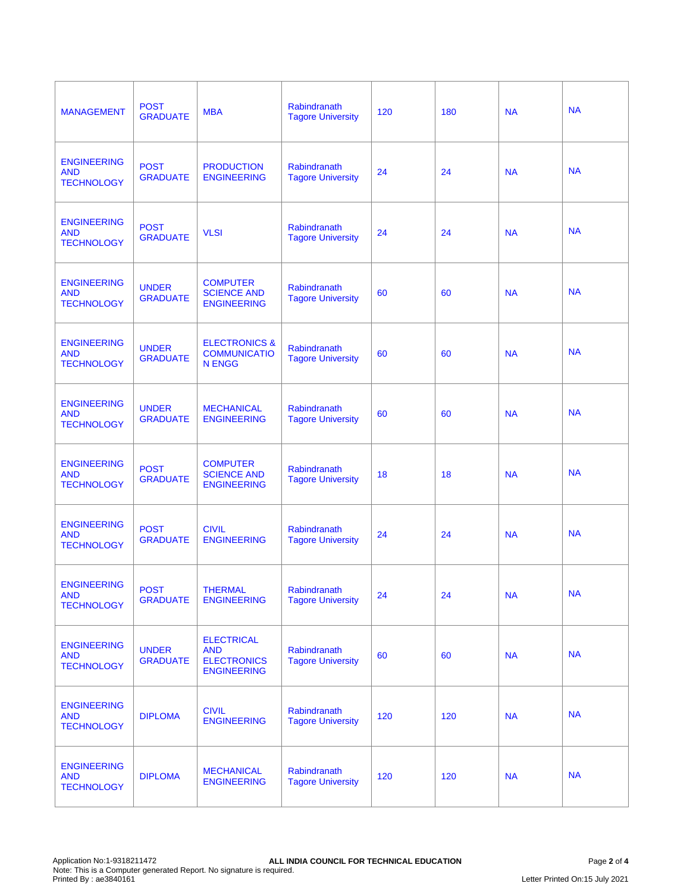| | | | | | | | |
|---|---|---|---|---|---|---|---|
| MANAGEMENT | POST GRADUATE | MBA | Rabindranath Tagore University | 120 | 180 | NA | NA |
| ENGINEERING AND TECHNOLOGY | POST GRADUATE | PRODUCTION ENGINEERING | Rabindranath Tagore University | 24 | 24 | NA | NA |
| ENGINEERING AND TECHNOLOGY | POST GRADUATE | VLSI | Rabindranath Tagore University | 24 | 24 | NA | NA |
| ENGINEERING AND TECHNOLOGY | UNDER GRADUATE | COMPUTER SCIENCE AND ENGINEERING | Rabindranath Tagore University | 60 | 60 | NA | NA |
| ENGINEERING AND TECHNOLOGY | UNDER GRADUATE | ELECTRONICS & COMMUNICATION ENGG | Rabindranath Tagore University | 60 | 60 | NA | NA |
| ENGINEERING AND TECHNOLOGY | UNDER GRADUATE | MECHANICAL ENGINEERING | Rabindranath Tagore University | 60 | 60 | NA | NA |
| ENGINEERING AND TECHNOLOGY | POST GRADUATE | COMPUTER SCIENCE AND ENGINEERING | Rabindranath Tagore University | 18 | 18 | NA | NA |
| ENGINEERING AND TECHNOLOGY | POST GRADUATE | CIVIL ENGINEERING | Rabindranath Tagore University | 24 | 24 | NA | NA |
| ENGINEERING AND TECHNOLOGY | POST GRADUATE | THERMAL ENGINEERING | Rabindranath Tagore University | 24 | 24 | NA | NA |
| ENGINEERING AND TECHNOLOGY | UNDER GRADUATE | ELECTRICAL AND ELECTRONICS ENGINEERING | Rabindranath Tagore University | 60 | 60 | NA | NA |
| ENGINEERING AND TECHNOLOGY | DIPLOMA | CIVIL ENGINEERING | Rabindranath Tagore University | 120 | 120 | NA | NA |
| ENGINEERING AND TECHNOLOGY | DIPLOMA | MECHANICAL ENGINEERING | Rabindranath Tagore University | 120 | 120 | NA | NA |

Application No:1-9318211472
Note: This is a Computer generated Report. No signature is required.
Printed By : ae3840161

**ALL INDIA COUNCIL FOR TECHNICAL EDUCATION**

Letter Printed On:15 July 2021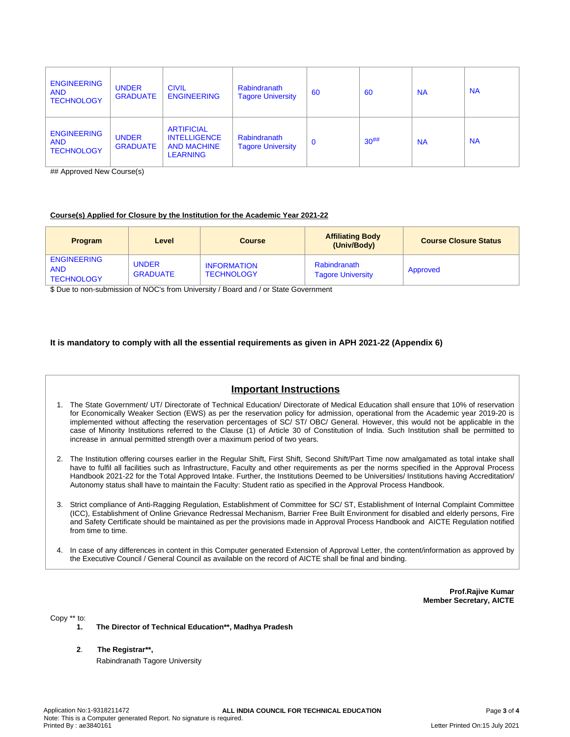| | | | | | | | |
|---|---|---|---|---|---|---|---|
| ENGINEERING AND TECHNOLOGY | UNDER GRADUATE | CIVIL ENGINEERING | Rabindranath Tagore University | 60 | 60 | NA | NA |
| ENGINEERING AND TECHNOLOGY | UNDER GRADUATE | ARTIFICIAL INTELLIGENCE AND MACHINE LEARNING | Rabindranath Tagore University | 0 | 30## | NA | NA |

## Approved New Course(s)

**Course(s) Applied for Closure by the Institution for the Academic Year 2021-22**

| Program | Level | Course | Affiliating Body (Univ/Body) | Course Closure Status |
|---|---|---|---|---|
| ENGINEERING AND TECHNOLOGY | UNDER GRADUATE | INFORMATION TECHNOLOGY | Rabindranath Tagore University | Approved |

$ Due to non-submission of NOC's from University / Board and / or State Government

**It is mandatory to comply with all the essential requirements as given in APH 2021-22 (Appendix 6)**

## Important Instructions

1. The State Government/ UT/ Directorate of Technical Education/ Directorate of Medical Education shall ensure that 10% of reservation for Economically Weaker Section (EWS) as per the reservation policy for admission, operational from the Academic year 2019-20 is implemented without affecting the reservation percentages of SC/ ST/ OBC/ General. However, this would not be applicable in the case of Minority Institutions referred to the Clause (1) of Article 30 of Constitution of India. Such Institution shall be permitted to increase in annual permitted strength over a maximum period of two years.

2. The Institution offering courses earlier in the Regular Shift, First Shift, Second Shift/Part Time now amalgamated as total intake shall have to fulfil all facilities such as Infrastructure, Faculty and other requirements as per the norms specified in the Approval Process Handbook 2021-22 for the Total Approved Intake. Further, the Institutions Deemed to be Universities/ Institutions having Accreditation/ Autonomy status shall have to maintain the Faculty: Student ratio as specified in the Approval Process Handbook.

3. Strict compliance of Anti-Ragging Regulation, Establishment of Committee for SC/ ST, Establishment of Internal Complaint Committee (ICC), Establishment of Online Grievance Redressal Mechanism, Barrier Free Built Environment for disabled and elderly persons, Fire and Safety Certificate should be maintained as per the provisions made in Approval Process Handbook and AICTE Regulation notified from time to time.

4. In case of any differences in content in this Computer generated Extension of Approval Letter, the content/information as approved by the Executive Council / General Council as available on the record of AICTE shall be final and binding.

**Prof.Rajive Kumar**
**Member Secretary, AICTE**

Copy ** to:

1. **The Director of Technical Education**, Madhya Pradesh**

2. **The Registrar**,**
   Rabindranath Tagore University

Application No:1-9318211472
Note: This is a Computer generated Report. No signature is required.
Printed By : ae3840161

Letter Printed On:15 July 2021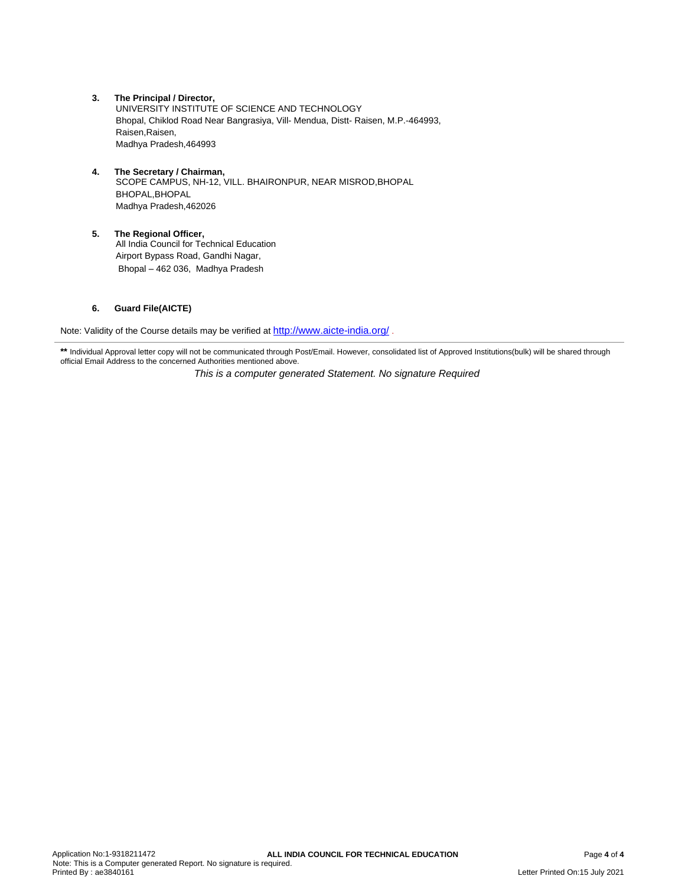3. **The Principal / Director,**
   UNIVERSITY INSTITUTE OF SCIENCE AND TECHNOLOGY
   Bhopal, Chiklod Road Near Bangrasiya, Vill- Mendua, Distt- Raisen, M.P.-464993,
   Raisen,Raisen,
   Madhya Pradesh,464993

4. **The Secretary / Chairman,**
   SCOPE CAMPUS, NH-12, VILL. BHAIRONPUR, NEAR MISROD,BHOPAL
   BHOPAL,BHOPAL
   Madhya Pradesh,462026

5. **The Regional Officer,**
   All India Council for Technical Education
   Airport Bypass Road, Gandhi Nagar,
   Bhopal – 462 036, Madhya Pradesh

6. **Guard File(AICTE)**

Note: Validity of the Course details may be verified at http://www.aicte-india.org/ .

---

**\*\*** Individual Approval letter copy will not be communicated through Post/Email. However, consolidated list of Approved Institutions(bulk) will be shared through official Email Address to the concerned Authorities mentioned above.

*This is a computer generated Statement. No signature Required*

Application No:1-9318211472
Note: This is a Computer generated Report. No signature is required.
Printed By : ae3840161

**ALL INDIA COUNCIL FOR TECHNICAL EDUCATION**

Letter Printed On:15 July 2021